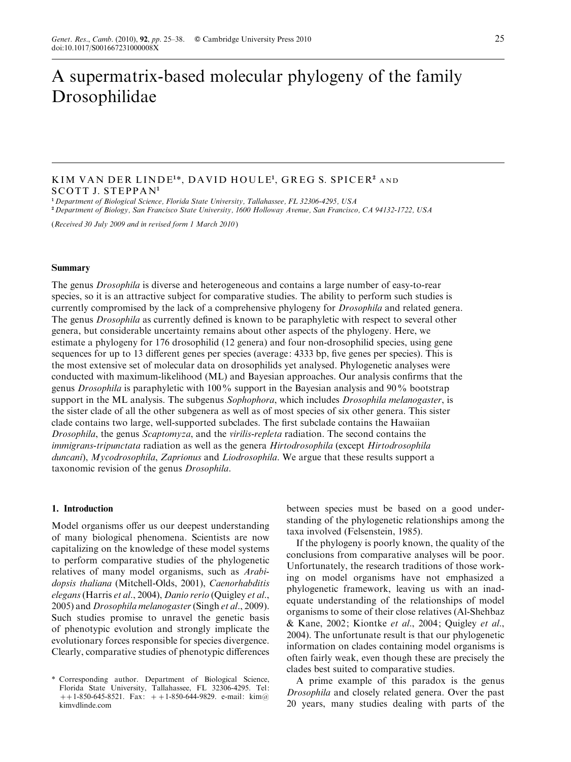# A supermatrix-based molecular phylogeny of the family Drosophilidae

KIM VAN DER LINDE[1]*, DAVID HOULE[1], GREG S. SPICER[2] AND SCOTT J. STEPPAN[1]

[1] *Department of Biological Science, Florida State University, Tallahassee, FL 32306-4295, USA*
[2] *Department of Biology, San Francisco State University, 1600 Holloway Avenue, San Francisco, CA 94132-1722, USA*

(*Received 30 July 2009 and in revised form 1 March 2010*)

## Summary

The genus *Drosophila* is diverse and heterogeneous and contains a large number of easy-to-rear species, so it is an attractive subject for comparative studies. The ability to perform such studies is currently compromised by the lack of a comprehensive phylogeny for *Drosophila* and related genera. The genus *Drosophila* as currently defined is known to be paraphyletic with respect to several other genera, but considerable uncertainty remains about other aspects of the phylogeny. Here, we estimate a phylogeny for 176 drosophilid (12 genera) and four non-drosophilid species, using gene sequences for up to 13 different genes per species (average: 4333 bp, five genes per species). This is the most extensive set of molecular data on drosophilids yet analysed. Phylogenetic analyses were conducted with maximum-likelihood (ML) and Bayesian approaches. Our analysis confirms that the genus *Drosophila* is paraphyletic with 100% support in the Bayesian analysis and 90% bootstrap support in the ML analysis. The subgenus *Sophophora*, which includes *Drosophila melanogaster*, is the sister clade of all the other subgenera as well as of most species of six other genera. This sister clade contains two large, well-supported subclades. The first subclade contains the Hawaiian *Drosophila*, the genus *Scaptomyza*, and the *virilis-repleta* radiation. The second contains the *immigrans-tripunctata* radiation as well as the genera *Hirtodrosophila* (except *Hirtodrosophila duncani*), *Mycodrosophila*, *Zaprionus* and *Liodrosophila*. We argue that these results support a taxonomic revision of the genus *Drosophila*.

## 1. Introduction

Model organisms offer us our deepest understanding of many biological phenomena. Scientists are now capitalizing on the knowledge of these model systems to perform comparative studies of the phylogenetic relatives of many model organisms, such as *Arabidopsis thaliana* (Mitchell-Olds, 2001), *Caenorhabditis elegans* (Harris *et al*., 2004), *Danio rerio* (Quigley *et al*., 2005) and *Drosophila melanogaster* (Singh *et al*., 2009). Such studies promise to unravel the genetic basis of phenotypic evolution and strongly implicate the evolutionary forces responsible for species divergence. Clearly, comparative studies of phenotypic differences between species must be based on a good understanding of the phylogenetic relationships among the taxa involved (Felsenstein, 1985).

If the phylogeny is poorly known, the quality of the conclusions from comparative analyses will be poor. Unfortunately, the research traditions of those working on model organisms have not emphasized a phylogenetic framework, leaving us with an inadequate understanding of the relationships of model organisms to some of their close relatives (Al-Shehbaz & Kane, 2002; Kiontke *et al*., 2004; Quigley *et al*., 2004). The unfortunate result is that our phylogenetic information on clades containing model organisms is often fairly weak, even though these are precisely the clades best suited to comparative studies.

A prime example of this paradox is the genus *Drosophila* and closely related genera. Over the past 20 years, many studies dealing with parts of the

\* Corresponding author. Department of Biological Science, Florida State University, Tallahassee, FL 32306-4295. Tel: ++1-850-645-8521. Fax: ++1-850-644-9829. e-mail: kim@kimvdlinde.com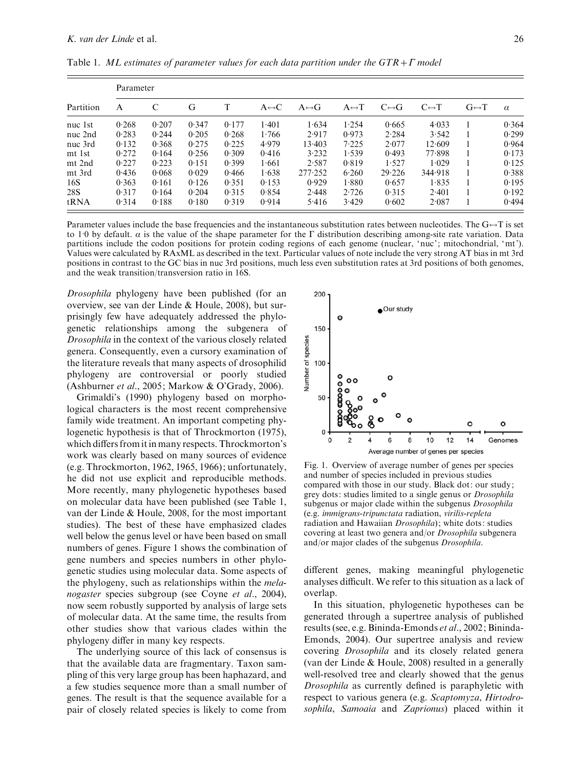Table 1. *ML estimates of parameter values for each data partition under the GTR+Γ model*

| Partition | Parameter | | | | | | | | | | |
|---|---|---|---|---|---|---|---|---|---|---|---|
| | A | C | G | T | A↔C | A↔G | A↔T | C↔G | C↔T | G↔T | α |
| nuc 1st | 0·268 | 0·207 | 0·347 | 0·177 | 1·401 | 1·634 | 1·254 | 0·665 | 4·033 | 1 | 0·364 |
| nuc 2nd | 0·283 | 0·244 | 0·205 | 0·268 | 1·766 | 2·917 | 0·973 | 2·284 | 3·542 | 1 | 0·299 |
| nuc 3rd | 0·132 | 0·368 | 0·275 | 0·225 | 4·979 | 13·403 | 7·225 | 2·077 | 12·609 | 1 | 0·964 |
| mt 1st | 0·272 | 0·164 | 0·256 | 0·309 | 0·416 | 3·232 | 1·539 | 0·493 | 77·898 | 1 | 0·173 |
| mt 2nd | 0·227 | 0·223 | 0·151 | 0·399 | 1·661 | 2·587 | 0·819 | 1·527 | 1·029 | 1 | 0·125 |
| mt 3rd | 0·436 | 0·068 | 0·029 | 0·466 | 1·638 | 277·252 | 6·260 | 29·226 | 344·918 | 1 | 0·388 |
| 16S | 0·363 | 0·161 | 0·126 | 0·351 | 0·153 | 0·929 | 1·880 | 0·657 | 1·835 | 1 | 0·195 |
| 28S | 0·317 | 0·164 | 0·204 | 0·315 | 0·854 | 2·448 | 2·726 | 0·315 | 2·401 | 1 | 0·192 |
| tRNA | 0·314 | 0·188 | 0·180 | 0·319 | 0·914 | 5·416 | 3·429 | 0·602 | 2·087 | 1 | 0·494 |

Parameter values include the base frequencies and the instantaneous substitution rates between nucleotides. The G↔T is set to 1·0 by default. α is the value of the shape parameter for the Γ distribution describing among-site rate variation. Data partitions include the codon positions for protein coding regions of each genome (nuclear, 'nuc'; mitochondrial, 'mt'). Values were calculated by RAxML as described in the text. Particular values of note include the very strong AT bias in mt 3rd positions in contrast to the GC bias in nuc 3rd positions, much less even substitution rates at 3rd positions of both genomes, and the weak transition/transversion ratio in 16S.

*Drosophila* phylogeny have been published (for an overview, see van der Linde & Houle, 2008), but surprisingly few have adequately addressed the phylogenetic relationships among the subgenera of *Drosophila* in the context of the various closely related genera. Consequently, even a cursory examination of the literature reveals that many aspects of drosophilid phylogeny are controversial or poorly studied (Ashburner *et al*., 2005; Markow & O'Grady, 2006).

Grimaldi's (1990) phylogeny based on morphological characters is the most recent comprehensive family wide treatment. An important competing phylogenetic hypothesis is that of Throckmorton (1975), which differs from it in many respects. Throckmorton's work was clearly based on many sources of evidence (e.g. Throckmorton, 1962, 1965, 1966); unfortunately, he did not use explicit and reproducible methods. More recently, many phylogenetic hypotheses based on molecular data have been published (see Table 1, van der Linde & Houle, 2008, for the most important studies). The best of these have emphasized clades well below the genus level or have been based on small numbers of genes. Figure 1 shows the combination of gene numbers and species numbers in other phylogenetic studies using molecular data. Some aspects of the phylogeny, such as relationships within the *melanogaster* species subgroup (see Coyne *et al*., 2004), now seem robustly supported by analysis of large sets of molecular data. At the same time, the results from other studies show that various clades within the phylogeny differ in many key respects.

The underlying source of this lack of consensus is that the available data are fragmentary. Taxon sampling of this very large group has been haphazard, and a few studies sequence more than a small number of genes. The result is that the sequence available for a pair of closely related species is likely to come from different genes, making meaningful phylogenetic analyses difficult. We refer to this situation as a lack of overlap.

Fig. 1. Overview of average number of genes per species and number of species included in previous studies compared with those in our study. Black dot: our study; grey dots: studies limited to a single genus or *Drosophila* subgenus or major clade within the subgenus *Drosophila* (e.g. *immigrans-tripunctata* radiation, *virilis-repleta* radiation and Hawaiian *Drosophila*); white dots: studies covering at least two genera and/or *Drosophila* subgenera and/or major clades of the subgenus *Drosophila*.

In this situation, phylogenetic hypotheses can be generated through a supertree analysis of published results (see, e.g. Bininda-Emonds *et al*., 2002; Bininda-Emonds, 2004). Our supertree analysis and review covering *Drosophila* and its closely related genera (van der Linde & Houle, 2008) resulted in a generally well-resolved tree and clearly showed that the genus *Drosophila* as currently defined is paraphyletic with respect to various genera (e.g. *Scaptomyza*, *Hirtodrosophila*, *Samoaia* and *Zaprionus*) placed within it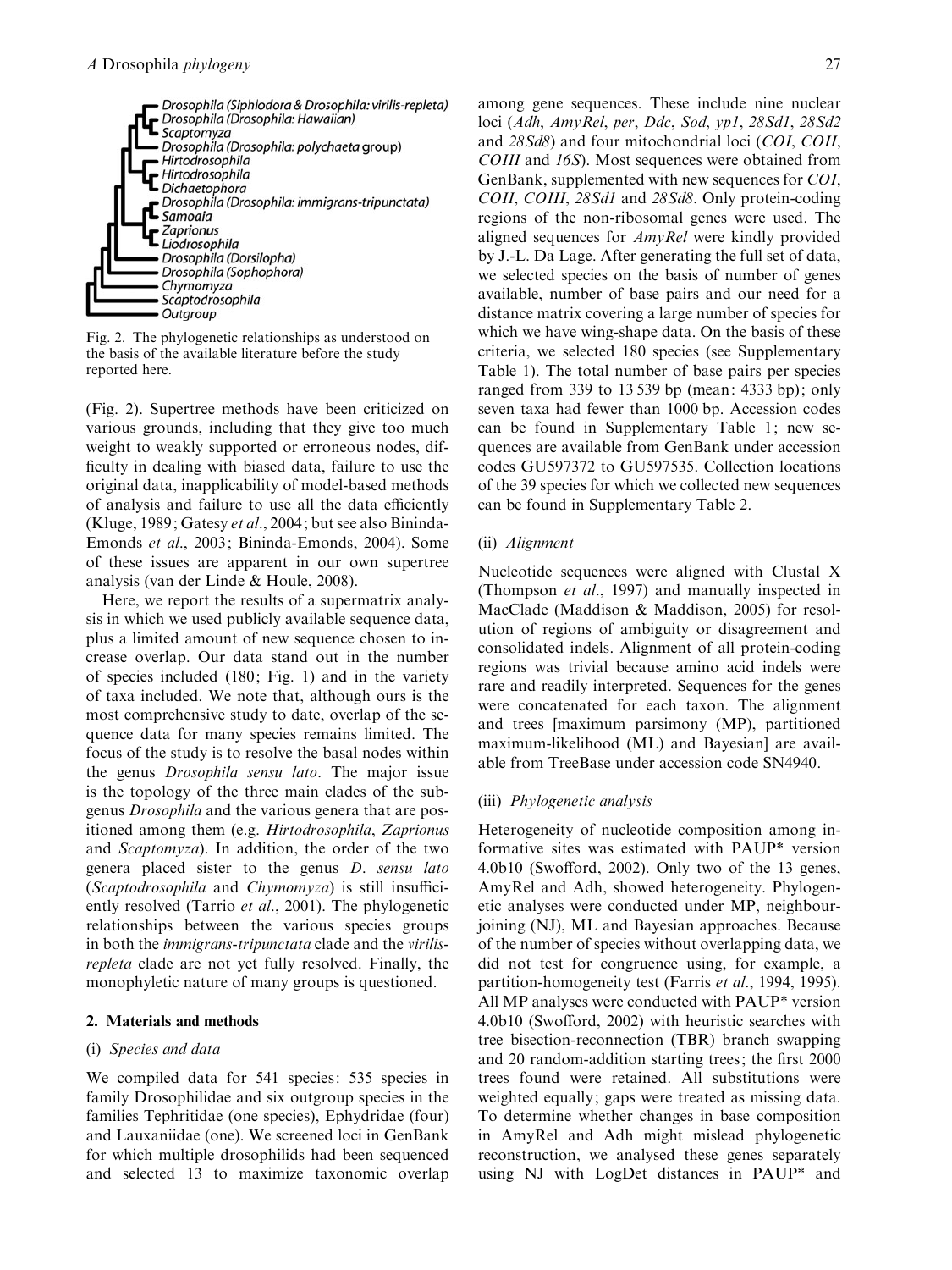Fig. 2. The phylogenetic relationships as understood on the basis of the available literature before the study reported here.

(Fig. 2). Supertree methods have been criticized on various grounds, including that they give too much weight to weakly supported or erroneous nodes, difficulty in dealing with biased data, failure to use the original data, inapplicability of model-based methods of analysis and failure to use all the data efficiently (Kluge, 1989; Gatesy *et al*., 2004; but see also Bininda-Emonds *et al*., 2003; Bininda-Emonds, 2004). Some of these issues are apparent in our own supertree analysis (van der Linde & Houle, 2008).

Here, we report the results of a supermatrix analysis in which we used publicly available sequence data, plus a limited amount of new sequence chosen to increase overlap. Our data stand out in the number of species included (180; Fig. 1) and in the variety of taxa included. We note that, although ours is the most comprehensive study to date, overlap of the sequence data for many species remains limited. The focus of the study is to resolve the basal nodes within the genus *Drosophila sensu lato*. The major issue is the topology of the three main clades of the subgenus *Drosophila* and the various genera that are positioned among them (e.g. *Hirtodrosophila*, *Zaprionus* and *Scaptomyza*). In addition, the order of the two genera placed sister to the genus *D. sensu lato* (*Scaptodrosophila* and *Chymomyza*) is still insufficiently resolved (Tarrio *et al*., 2001). The phylogenetic relationships between the various species groups in both the *immigrans-tripunctata* clade and the *virilis-repleta* clade are not yet fully resolved. Finally, the monophyletic nature of many groups is questioned.

## 2. Materials and methods

### (i) *Species and data*

We compiled data for 541 species: 535 species in family Drosophilidae and six outgroup species in the families Tephritidae (one species), Ephydridae (four) and Lauxaniidae (one). We screened loci in GenBank for which multiple drosophilids had been sequenced and selected 13 to maximize taxonomic overlap among gene sequences. These include nine nuclear loci (*Adh*, *AmyRel*, *per*, *Ddc*, *Sod*, *yp1*, *28Sd1*, *28Sd2* and *28Sd8*) and four mitochondrial loci (*COI*, *COII*, *COIII* and *16S*). Most sequences were obtained from GenBank, supplemented with new sequences for *COI*, *COII*, *COIII*, *28Sd1* and *28Sd8*. Only protein-coding regions of the non-ribosomal genes were used. The aligned sequences for *AmyRel* were kindly provided by J.-L. Da Lage. After generating the full set of data, we selected species on the basis of number of genes available, number of base pairs and our need for a distance matrix covering a large number of species for which we have wing-shape data. On the basis of these criteria, we selected 180 species (see Supplementary Table 1). The total number of base pairs per species ranged from 339 to 13 539 bp (mean: 4333 bp); only seven taxa had fewer than 1000 bp. Accession codes can be found in Supplementary Table 1; new sequences are available from GenBank under accession codes GU597372 to GU597535. Collection locations of the 39 species for which we collected new sequences can be found in Supplementary Table 2.

### (ii) *Alignment*

Nucleotide sequences were aligned with Clustal X (Thompson *et al*., 1997) and manually inspected in MacClade (Maddison & Maddison, 2005) for resolution of regions of ambiguity or disagreement and consolidated indels. Alignment of all protein-coding regions was trivial because amino acid indels were rare and readily interpreted. Sequences for the genes were concatenated for each taxon. The alignment and trees [maximum parsimony (MP), partitioned maximum-likelihood (ML) and Bayesian] are available from TreeBase under accession code SN4940.

### (iii) *Phylogenetic analysis*

Heterogeneity of nucleotide composition among informative sites was estimated with PAUP* version 4.0b10 (Swofford, 2002). Only two of the 13 genes, AmyRel and Adh, showed heterogeneity. Phylogenetic analyses were conducted under MP, neighbour-joining (NJ), ML and Bayesian approaches. Because of the number of species without overlapping data, we did not test for congruence using, for example, a partition-homogeneity test (Farris *et al*., 1994, 1995). All MP analyses were conducted with PAUP* version 4.0b10 (Swofford, 2002) with heuristic searches with tree bisection-reconnection (TBR) branch swapping and 20 random-addition starting trees; the first 2000 trees found were retained. All substitutions were weighted equally; gaps were treated as missing data. To determine whether changes in base composition in AmyRel and Adh might mislead phylogenetic reconstruction, we analysed these genes separately using NJ with LogDet distances in PAUP* and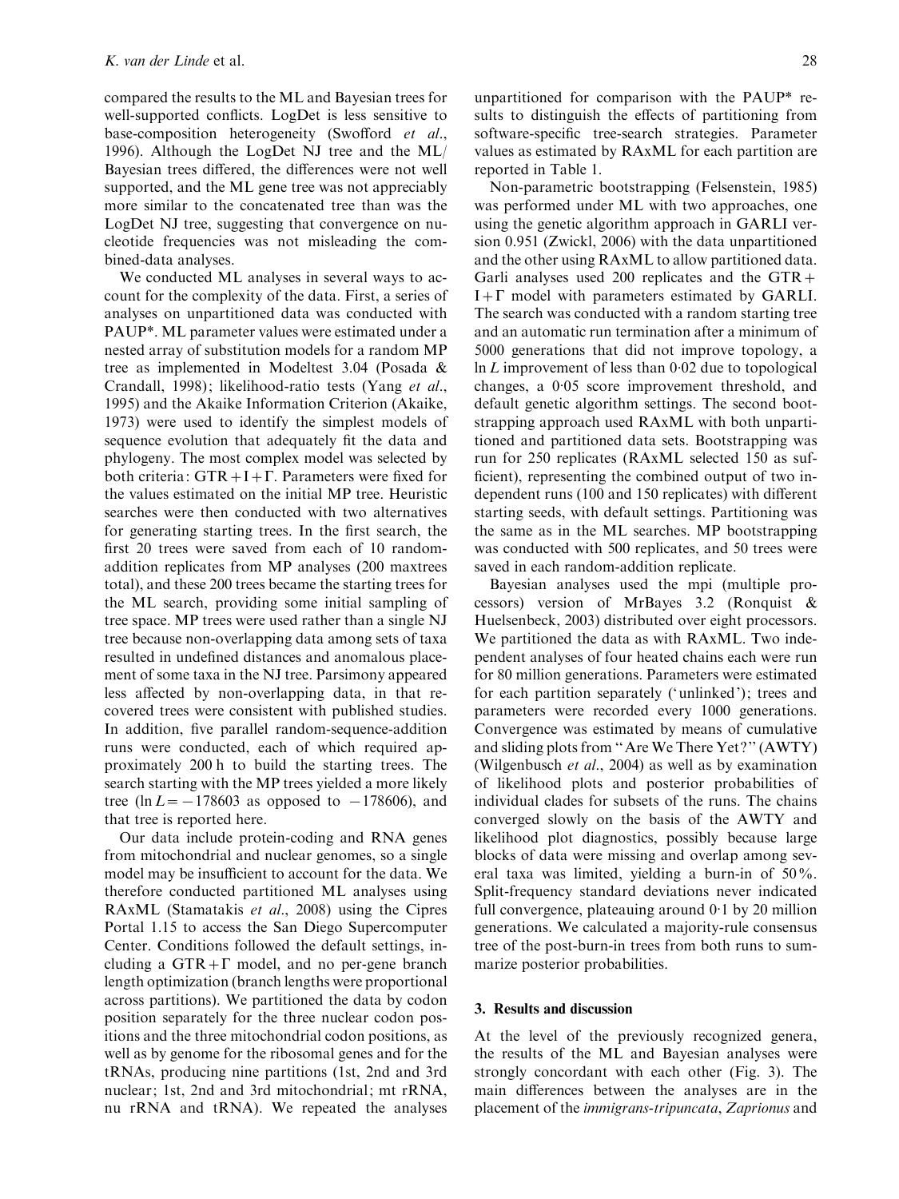compared the results to the ML and Bayesian trees for well-supported conflicts. LogDet is less sensitive to base-composition heterogeneity (Swofford *et al*., 1996). Although the LogDet NJ tree and the ML/Bayesian trees differed, the differences were not well supported, and the ML gene tree was not appreciably more similar to the concatenated tree than was the LogDet NJ tree, suggesting that convergence on nucleotide frequencies was not misleading the combined-data analyses.

We conducted ML analyses in several ways to account for the complexity of the data. First, a series of analyses on unpartitioned data was conducted with PAUP*. ML parameter values were estimated under a nested array of substitution models for a random MP tree as implemented in Modeltest 3.04 (Posada & Crandall, 1998); likelihood-ratio tests (Yang *et al*., 1995) and the Akaike Information Criterion (Akaike, 1973) were used to identify the simplest models of sequence evolution that adequately fit the data and phylogeny. The most complex model was selected by both criteria: GTR + I + Γ. Parameters were fixed for the values estimated on the initial MP tree. Heuristic searches were then conducted with two alternatives for generating starting trees. In the first search, the first 20 trees were saved from each of 10 random-addition replicates from MP analyses (200 maxtrees total), and these 200 trees became the starting trees for the ML search, providing some initial sampling of tree space. MP trees were used rather than a single NJ tree because non-overlapping data among sets of taxa resulted in undefined distances and anomalous placement of some taxa in the NJ tree. Parsimony appeared less affected by non-overlapping data, in that recovered trees were consistent with published studies. In addition, five parallel random-sequence-addition runs were conducted, each of which required approximately 200 h to build the starting trees. The search starting with the MP trees yielded a more likely tree ($\ln L = -178603$ as opposed to $-178606$), and that tree is reported here.

Our data include protein-coding and RNA genes from mitochondrial and nuclear genomes, so a single model may be insufficient to account for the data. We therefore conducted partitioned ML analyses using RAxML (Stamatakis *et al*., 2008) using the Cipres Portal 1.15 to access the San Diego Supercomputer Center. Conditions followed the default settings, including a GTR + Γ model, and no per-gene branch length optimization (branch lengths were proportional across partitions). We partitioned the data by codon position separately for the three nuclear codon positions and the three mitochondrial codon positions, as well as by genome for the ribosomal genes and for the tRNAs, producing nine partitions (1st, 2nd and 3rd nuclear; 1st, 2nd and 3rd mitochondrial; mt rRNA, nu rRNA and tRNA). We repeated the analyses unpartitioned for comparison with the PAUP* results to distinguish the effects of partitioning from software-specific tree-search strategies. Parameter values as estimated by RAxML for each partition are reported in Table 1.

Non-parametric bootstrapping (Felsenstein, 1985) was performed under ML with two approaches, one using the genetic algorithm approach in GARLI version 0.951 (Zwickl, 2006) with the data unpartitioned and the other using RAxML to allow partitioned data. Garli analyses used 200 replicates and the GTR + I + Γ model with parameters estimated by GARLI. The search was conducted with a random starting tree and an automatic run termination after a minimum of 5000 generations that did not improve topology, a $\ln L$ improvement of less than 0·02 due to topological changes, a 0·05 score improvement threshold, and default genetic algorithm settings. The second bootstrapping approach used RAxML with both unpartitioned and partitioned data sets. Bootstrapping was run for 250 replicates (RAxML selected 150 as sufficient), representing the combined output of two independent runs (100 and 150 replicates) with different starting seeds, with default settings. Partitioning was the same as in the ML searches. MP bootstrapping was conducted with 500 replicates, and 50 trees were saved in each random-addition replicate.

Bayesian analyses used the mpi (multiple processors) version of MrBayes 3.2 (Ronquist & Huelsenbeck, 2003) distributed over eight processors. We partitioned the data as with RAxML. Two independent analyses of four heated chains each were run for 80 million generations. Parameters were estimated for each partition separately ('unlinked'); trees and parameters were recorded every 1000 generations. Convergence was estimated by means of cumulative and sliding plots from "Are We There Yet?" (AWTY) (Wilgenbusch *et al*., 2004) as well as by examination of likelihood plots and posterior probabilities of individual clades for subsets of the runs. The chains converged slowly on the basis of the AWTY and likelihood plot diagnostics, possibly because large blocks of data were missing and overlap among several taxa was limited, yielding a burn-in of 50%. Split-frequency standard deviations never indicated full convergence, plateauing around 0·1 by 20 million generations. We calculated a majority-rule consensus tree of the post-burn-in trees from both runs to summarize posterior probabilities.

## 3. Results and discussion

At the level of the previously recognized genera, the results of the ML and Bayesian analyses were strongly concordant with each other (Fig. 3). The main differences between the analyses are in the placement of the *immigrans-tripuncata*, *Zaprionus* and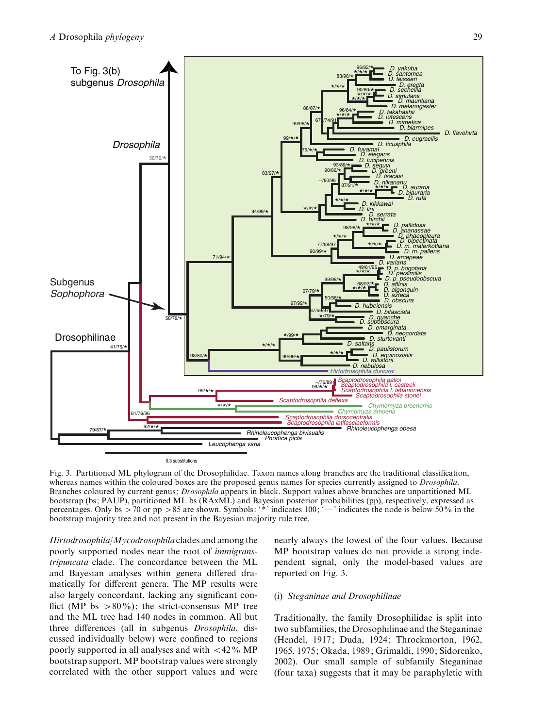Fig. 3. Partitioned ML phylogram of the Drosophilidae. Taxon names along branches are the traditional classification, whereas names within the coloured boxes are the proposed genus names for species currently assigned to *Drosophila*. Branches coloured by current genus; *Drosophila* appears in black. Support values above branches are unpartitioned ML bootstrap (bs; PAUP), partitioned ML bs (RAxML) and Bayesian posterior probabilities (pp), respectively, expressed as percentages. Only bs >70 or pp >85 are shown. Symbols: '*' indicates 100; '—' indicates the node is below 50% in the bootstrap majority tree and not present in the Bayesian majority rule tree.

*Hirtodrosophila*/*Mycodrosophila* clades and among the poorly supported nodes near the root of *immigrans-tripuncata* clade. The concordance between the ML and Bayesian analyses within genera differed dramatically for different genera. The MP results were also largely concordant, lacking any significant conflict (MP bs >80%); the strict-consensus MP tree and the ML tree had 140 nodes in common. All but three differences (all in subgenus *Drosophila*, discussed individually below) were confined to regions poorly supported in all analyses and with <42% MP bootstrap support. MP bootstrap values were strongly correlated with the other support values and were nearly always the lowest of the four values. Because MP bootstrap values do not provide a strong independent signal, only the model-based values are reported on Fig. 3.

### (i) *Steganinae and Drosophilinae*

Traditionally, the family Drosophilidae is split into two subfamilies, the Drosophilinae and the Steganinae (Hendel, 1917; Duda, 1924; Throckmorton, 1962, 1965, 1975; Okada, 1989; Grimaldi, 1990; Sidorenko, 2002). Our small sample of subfamily Steganinae (four taxa) suggests that it may be paraphyletic with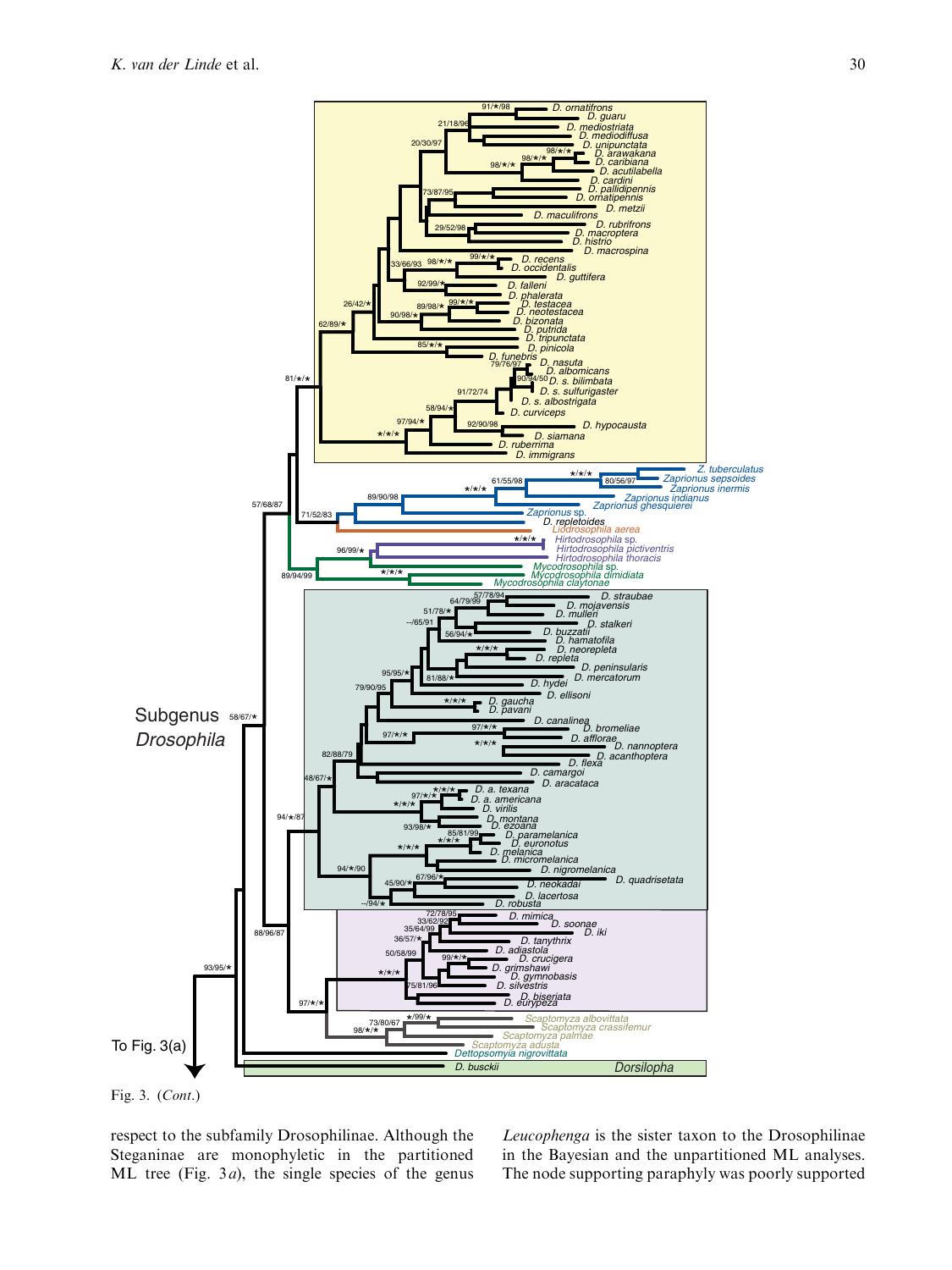Fig. 3. (*Cont.*)

respect to the subfamily Drosophilinae. Although the Steganinae are monophyletic in the partitioned ML tree (Fig. 3*a*), the single species of the genus *Leucophenga* is the sister taxon to the Drosophilinae in the Bayesian and the unpartitioned ML analyses. The node supporting paraphyly was poorly supported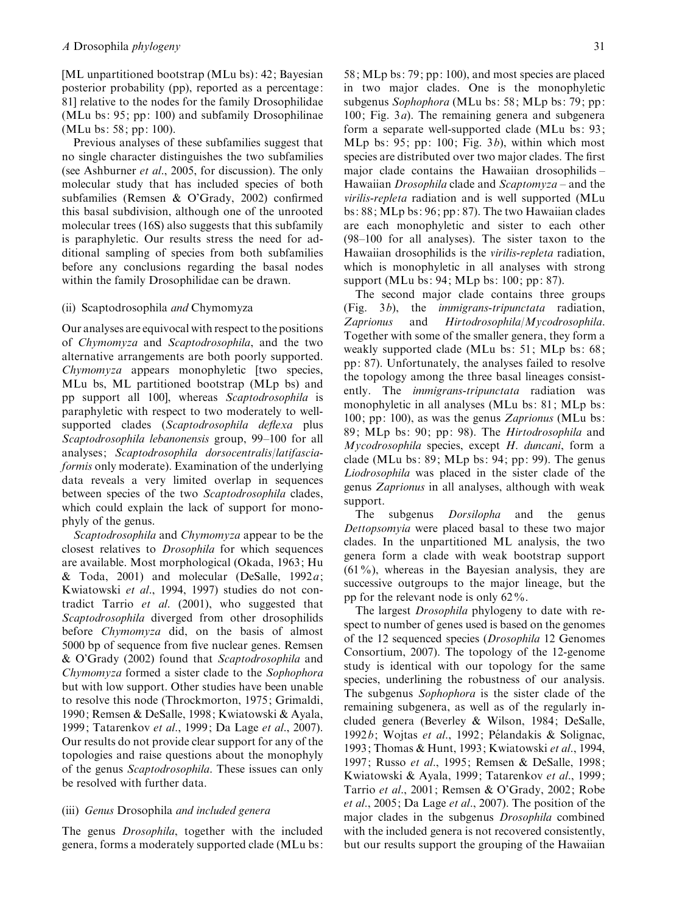[ML unpartitioned bootstrap (MLu bs): 42; Bayesian posterior probability (pp), reported as a percentage: 81] relative to the nodes for the family Drosophilidae (MLu bs: 95; pp: 100) and subfamily Drosophilinae (MLu bs: 58; pp: 100).

Previous analyses of these subfamilies suggest that no single character distinguishes the two subfamilies (see Ashburner *et al*., 2005, for discussion). The only molecular study that has included species of both subfamilies (Remsen & O'Grady, 2002) confirmed this basal subdivision, although one of the unrooted molecular trees (16S) also suggests that this subfamily is paraphyletic. Our results stress the need for additional sampling of species from both subfamilies before any conclusions regarding the basal nodes within the family Drosophilidae can be drawn.

### (ii) Scaptodrosophila *and* Chymomyza

Our analyses are equivocal with respect to the positions of *Chymomyza* and *Scaptodrosophila*, and the two alternative arrangements are both poorly supported. *Chymomyza* appears monophyletic [two species, MLu bs, ML partitioned bootstrap (MLp bs) and pp support all 100], whereas *Scaptodrosophila* is paraphyletic with respect to two moderately to well-supported clades (*Scaptodrosophila deflexa* plus *Scaptodrosophila lebanonensis* group, 99–100 for all analyses; *Scaptodrosophila dorsocentralis/latifasciaformis* only moderate). Examination of the underlying data reveals a very limited overlap in sequences between species of the two *Scaptodrosophila* clades, which could explain the lack of support for monophyly of the genus.

*Scaptodrosophila* and *Chymomyza* appear to be the closest relatives to *Drosophila* for which sequences are available. Most morphological (Okada, 1963; Hu & Toda, 2001) and molecular (DeSalle, 1992*a*; Kwiatowski *et al*., 1994, 1997) studies do not contradict Tarrio *et al*. (2001), who suggested that *Scaptodrosophila* diverged from other drosophilids before *Chymomyza* did, on the basis of almost 5000 bp of sequence from five nuclear genes. Remsen & O'Grady (2002) found that *Scaptodrosophila* and *Chymomyza* formed a sister clade to the *Sophophora* but with low support. Other studies have been unable to resolve this node (Throckmorton, 1975; Grimaldi, 1990; Remsen & DeSalle, 1998; Kwiatowski & Ayala, 1999; Tatarenkov *et al*., 1999; Da Lage *et al*., 2007). Our results do not provide clear support for any of the topologies and raise questions about the monophyly of the genus *Scaptodrosophila*. These issues can only be resolved with further data.

### (iii) *Genus* Drosophila *and included genera*

The genus *Drosophila*, together with the included genera, forms a moderately supported clade (MLu bs: 58; MLp bs: 79; pp: 100), and most species are placed in two major clades. One is the monophyletic subgenus *Sophophora* (MLu bs: 58; MLp bs: 79; pp: 100; Fig. 3*a*). The remaining genera and subgenera form a separate well-supported clade (MLu bs: 93; MLp bs: 95; pp: 100; Fig. 3*b*), within which most species are distributed over two major clades. The first major clade contains the Hawaiian drosophilids – Hawaiian *Drosophila* clade and *Scaptomyza* – and the *virilis-repleta* radiation and is well supported (MLu bs: 88; MLp bs: 96; pp: 87). The two Hawaiian clades are each monophyletic and sister to each other (98–100 for all analyses). The sister taxon to the Hawaiian drosophilids is the *virilis-repleta* radiation, which is monophyletic in all analyses with strong support (MLu bs: 94; MLp bs: 100; pp: 87).

The second major clade contains three groups (Fig. 3*b*), the *immigrans-tripunctata* radiation, *Zaprionus* and *Hirtodrosophila/Mycodrosophila*. Together with some of the smaller genera, they form a weakly supported clade (MLu bs: 51; MLp bs: 68; pp: 87). Unfortunately, the analyses failed to resolve the topology among the three basal lineages consistently. The *immigrans-tripunctata* radiation was monophyletic in all analyses (MLu bs: 81; MLp bs: 100; pp: 100), as was the genus *Zaprionus* (MLu bs: 89; MLp bs: 90; pp: 98). The *Hirtodrosophila* and *Mycodrosophila* species, except *H. duncani*, form a clade (MLu bs: 89; MLp bs: 94; pp: 99). The genus *Liodrosophila* was placed in the sister clade of the genus *Zaprionus* in all analyses, although with weak support.

The subgenus *Dorsilopha* and the genus *Dettopsomyia* were placed basal to these two major clades. In the unpartitioned ML analysis, the two genera form a clade with weak bootstrap support (61%), whereas in the Bayesian analysis, they are successive outgroups to the major lineage, but the pp for the relevant node is only 62%.

The largest *Drosophila* phylogeny to date with respect to number of genes used is based on the genomes of the 12 sequenced species (*Drosophila* 12 Genomes Consortium, 2007). The topology of the 12-genome study is identical with our topology for the same species, underlining the robustness of our analysis. The subgenus *Sophophora* is the sister clade of the remaining subgenera, as well as of the regularly included genera (Beverley & Wilson, 1984; DeSalle, 1992*b*; Wojtas *et al*., 1992; Pélandakis & Solignac, 1993; Thomas & Hunt, 1993; Kwiatowski *et al*., 1994, 1997; Russo *et al*., 1995; Remsen & DeSalle, 1998; Kwiatowski & Ayala, 1999; Tatarenkov *et al*., 1999; Tarrio *et al*., 2001; Remsen & O'Grady, 2002; Robe *et al*., 2005; Da Lage *et al*., 2007). The position of the major clades in the subgenus *Drosophila* combined with the included genera is not recovered consistently, but our results support the grouping of the Hawaiian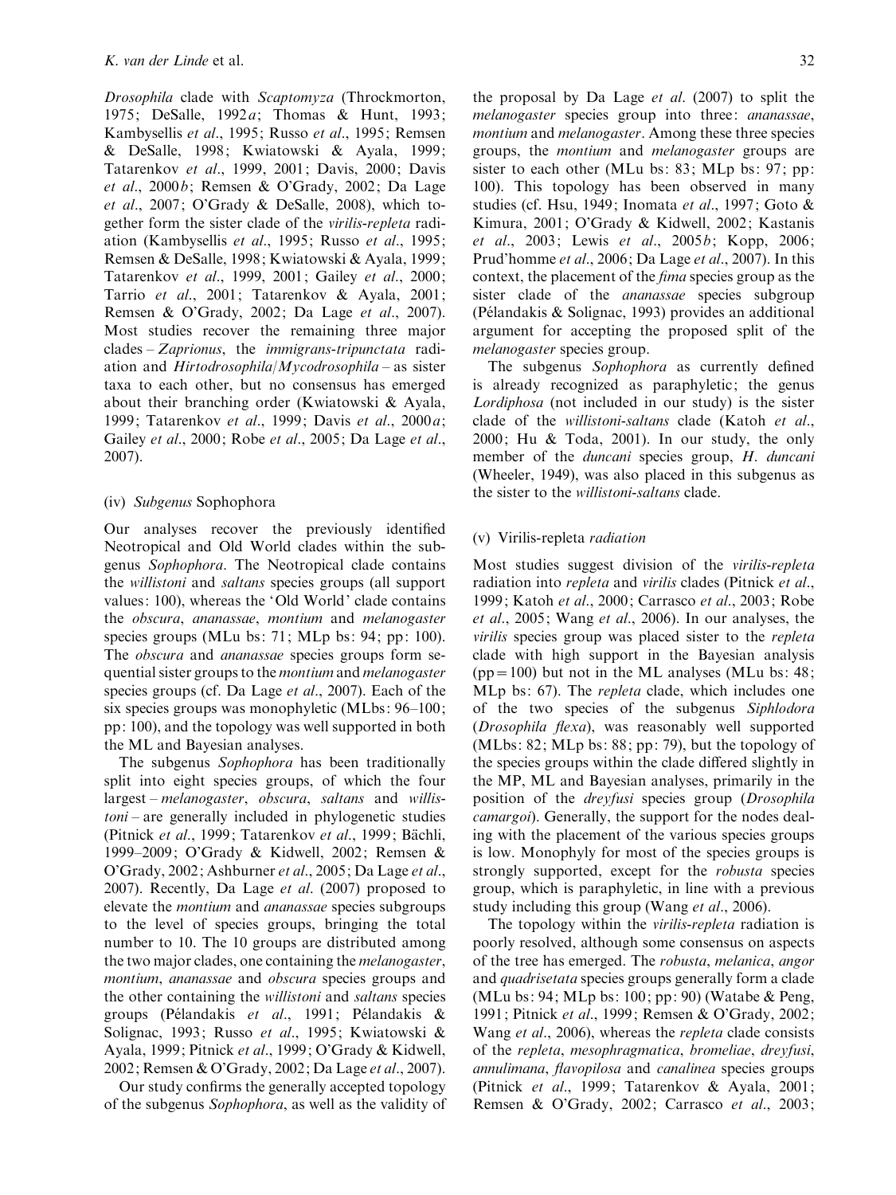*Drosophila* clade with *Scaptomyza* (Throckmorton, 1975; DeSalle, 1992*a*; Thomas & Hunt, 1993; Kambysellis *et al*., 1995; Russo *et al*., 1995; Remsen & DeSalle, 1998; Kwiatowski & Ayala, 1999; Tatarenkov *et al*., 1999, 2001; Davis, 2000; Davis *et al*., 2000*b*; Remsen & O'Grady, 2002; Da Lage *et al*., 2007; O'Grady & DeSalle, 2008), which together form the sister clade of the *virilis-repleta* radiation (Kambysellis *et al*., 1995; Russo *et al*., 1995; Remsen & DeSalle, 1998; Kwiatowski & Ayala, 1999; Tatarenkov *et al*., 1999, 2001; Gailey *et al*., 2000; Tarrio *et al*., 2001; Tatarenkov & Ayala, 2001; Remsen & O'Grady, 2002; Da Lage *et al*., 2007). Most studies recover the remaining three major clades – *Zaprionus*, the *immigrans-tripunctata* radiation and *Hirtodrosophila*/*Mycodrosophila* – as sister taxa to each other, but no consensus has emerged about their branching order (Kwiatowski & Ayala, 1999; Tatarenkov *et al*., 1999; Davis *et al*., 2000*a*; Gailey *et al*., 2000; Robe *et al*., 2005; Da Lage *et al*., 2007).

### (iv) *Subgenus* Sophophora

Our analyses recover the previously identified Neotropical and Old World clades within the subgenus *Sophophora*. The Neotropical clade contains the *willistoni* and *saltans* species groups (all support values: 100), whereas the 'Old World' clade contains the *obscura*, *ananassae*, *montium* and *melanogaster* species groups (MLu bs: 71; MLp bs: 94; pp: 100). The *obscura* and *ananassae* species groups form sequential sister groups to the *montium* and *melanogaster* species groups (cf. Da Lage *et al*., 2007). Each of the six species groups was monophyletic (MLbs: 96–100; pp: 100), and the topology was well supported in both the ML and Bayesian analyses.

The subgenus *Sophophora* has been traditionally split into eight species groups, of which the four largest – *melanogaster*, *obscura*, *saltans* and *willistoni* – are generally included in phylogenetic studies (Pitnick *et al*., 1999; Tatarenkov *et al*., 1999; Bächli, 1999–2009; O'Grady & Kidwell, 2002; Remsen & O'Grady, 2002; Ashburner *et al*., 2005; Da Lage *et al*., 2007). Recently, Da Lage *et al*. (2007) proposed to elevate the *montium* and *ananassae* species subgroups to the level of species groups, bringing the total number to 10. The 10 groups are distributed among the two major clades, one containing the *melanogaster*, *montium*, *ananassae* and *obscura* species groups and the other containing the *willistoni* and *saltans* species groups (Pélandakis *et al*., 1991; Pélandakis & Solignac, 1993; Russo *et al*., 1995; Kwiatowski & Ayala, 1999; Pitnick *et al*., 1999; O'Grady & Kidwell, 2002; Remsen & O'Grady, 2002; Da Lage *et al*., 2007).

Our study confirms the generally accepted topology of the subgenus *Sophophora*, as well as the validity of the proposal by Da Lage *et al*. (2007) to split the *melanogaster* species group into three: *ananassae*, *montium* and *melanogaster*. Among these three species groups, the *montium* and *melanogaster* groups are sister to each other (MLu bs: 83; MLp bs: 97; pp: 100). This topology has been observed in many studies (cf. Hsu, 1949; Inomata *et al*., 1997; Goto & Kimura, 2001; O'Grady & Kidwell, 2002; Kastanis *et al*., 2003; Lewis *et al*., 2005*b*; Kopp, 2006; Prud'homme *et al*., 2006; Da Lage *et al*., 2007). In this context, the placement of the *fima* species group as the sister clade of the *ananassae* species subgroup (Pélandakis & Solignac, 1993) provides an additional argument for accepting the proposed split of the *melanogaster* species group.

The subgenus *Sophophora* as currently defined is already recognized as paraphyletic; the genus *Lordiphosa* (not included in our study) is the sister clade of the *willistoni-saltans* clade (Katoh *et al*., 2000; Hu & Toda, 2001). In our study, the only member of the *duncani* species group, *H. duncani* (Wheeler, 1949), was also placed in this subgenus as the sister to the *willistoni-saltans* clade.

### (v) Virilis-repleta *radiation*

Most studies suggest division of the *virilis-repleta* radiation into *repleta* and *virilis* clades (Pitnick *et al*., 1999; Katoh *et al*., 2000; Carrasco *et al*., 2003; Robe *et al*., 2005; Wang *et al*., 2006). In our analyses, the *virilis* species group was placed sister to the *repleta* clade with high support in the Bayesian analysis (pp = 100) but not in the ML analyses (MLu bs: 48; MLp bs: 67). The *repleta* clade, which includes one of the two species of the subgenus *Siphlodora* (*Drosophila flexa*), was reasonably well supported (MLbs: 82; MLp bs: 88; pp: 79), but the topology of the species groups within the clade differed slightly in the MP, ML and Bayesian analyses, primarily in the position of the *dreyfusi* species group (*Drosophila camargoi*). Generally, the support for the nodes dealing with the placement of the various species groups is low. Monophyly for most of the species groups is strongly supported, except for the *robusta* species group, which is paraphyletic, in line with a previous study including this group (Wang *et al*., 2006).

The topology within the *virilis-repleta* radiation is poorly resolved, although some consensus on aspects of the tree has emerged. The *robusta*, *melanica*, *angor* and *quadrisetata* species groups generally form a clade (MLu bs: 94; MLp bs: 100; pp: 90) (Watabe & Peng, 1991; Pitnick *et al*., 1999; Remsen & O'Grady, 2002; Wang *et al*., 2006), whereas the *repleta* clade consists of the *repleta*, *mesophragmatica*, *bromeliae*, *dreyfusi*, *annulimana*, *flavopilosa* and *canalinea* species groups (Pitnick *et al*., 1999; Tatarenkov & Ayala, 2001; Remsen & O'Grady, 2002; Carrasco *et al*., 2003;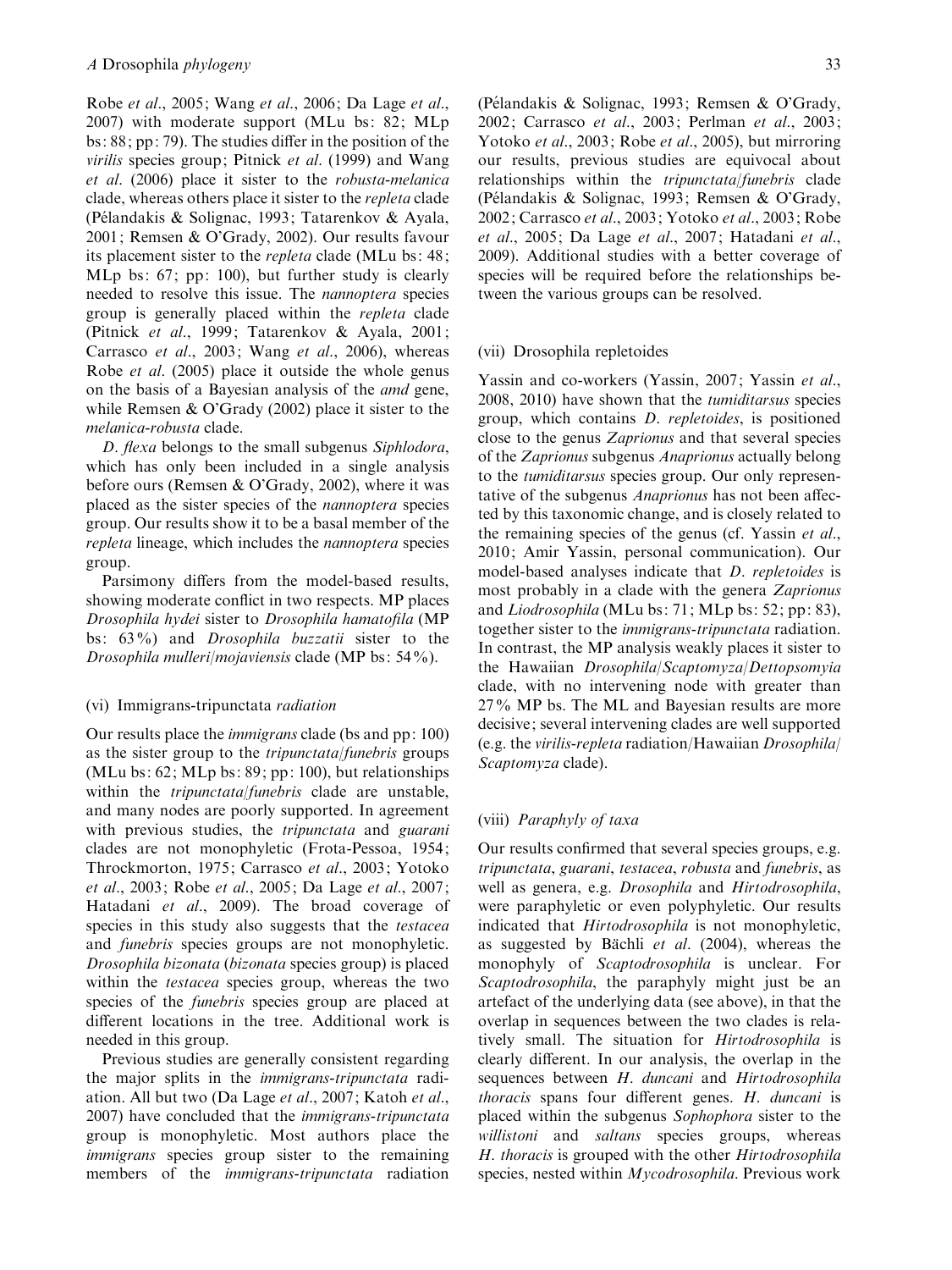Robe *et al*., 2005; Wang *et al*., 2006; Da Lage *et al*., 2007) with moderate support (MLu bs: 82; MLp bs: 88; pp: 79). The studies differ in the position of the *virilis* species group; Pitnick *et al*. (1999) and Wang *et al*. (2006) place it sister to the *robusta-melanica* clade, whereas others place it sister to the *repleta* clade (Pélandakis & Solignac, 1993; Tatarenkov & Ayala, 2001; Remsen & O'Grady, 2002). Our results favour its placement sister to the *repleta* clade (MLu bs: 48; MLp bs: 67; pp: 100), but further study is clearly needed to resolve this issue. The *nannoptera* species group is generally placed within the *repleta* clade (Pitnick *et al*., 1999; Tatarenkov & Ayala, 2001; Carrasco *et al*., 2003; Wang *et al*., 2006), whereas Robe *et al*. (2005) place it outside the whole genus on the basis of a Bayesian analysis of the *amd* gene, while Remsen & O'Grady (2002) place it sister to the *melanica-robusta* clade.

*D. flexa* belongs to the small subgenus *Siphlodora*, which has only been included in a single analysis before ours (Remsen & O'Grady, 2002), where it was placed as the sister species of the *nannoptera* species group. Our results show it to be a basal member of the *repleta* lineage, which includes the *nannoptera* species group.

Parsimony differs from the model-based results, showing moderate conflict in two respects. MP places *Drosophila hydei* sister to *Drosophila hamatofila* (MP bs: 63%) and *Drosophila buzzatii* sister to the *Drosophila mulleri*/*mojaviensis* clade (MP bs: 54%).

### (vi) Immigrans-tripunctata *radiation*

Our results place the *immigrans* clade (bs and pp: 100) as the sister group to the *tripunctata*/*funebris* groups (MLu bs: 62; MLp bs: 89; pp: 100), but relationships within the *tripunctata*/*funebris* clade are unstable, and many nodes are poorly supported. In agreement with previous studies, the *tripunctata* and *guarani* clades are not monophyletic (Frota-Pessoa, 1954; Throckmorton, 1975; Carrasco *et al*., 2003; Yotoko *et al*., 2003; Robe *et al*., 2005; Da Lage *et al*., 2007; Hatadani *et al*., 2009). The broad coverage of species in this study also suggests that the *testacea* and *funebris* species groups are not monophyletic. *Drosophila bizonata* (*bizonata* species group) is placed within the *testacea* species group, whereas the two species of the *funebris* species group are placed at different locations in the tree. Additional work is needed in this group.

Previous studies are generally consistent regarding the major splits in the *immigrans-tripunctata* radiation. All but two (Da Lage *et al*., 2007; Katoh *et al*., 2007) have concluded that the *immigrans-tripunctata* group is monophyletic. Most authors place the *immigrans* species group sister to the remaining members of the *immigrans-tripunctata* radiation (Pélandakis & Solignac, 1993; Remsen & O'Grady, 2002; Carrasco *et al*., 2003; Perlman *et al*., 2003; Yotoko *et al*., 2003; Robe *et al*., 2005), but mirroring our results, previous studies are equivocal about relationships within the *tripunctata*/*funebris* clade (Pélandakis & Solignac, 1993; Remsen & O'Grady, 2002; Carrasco *et al*., 2003; Yotoko *et al*., 2003; Robe *et al*., 2005; Da Lage *et al*., 2007; Hatadani *et al*., 2009). Additional studies with a better coverage of species will be required before the relationships between the various groups can be resolved.

### (vii) Drosophila repletoides

Yassin and co-workers (Yassin, 2007; Yassin *et al*., 2008, 2010) have shown that the *tumiditarsus* species group, which contains *D. repletoides*, is positioned close to the genus *Zaprionus* and that several species of the *Zaprionus* subgenus *Anaprionus* actually belong to the *tumiditarsus* species group. Our only representative of the subgenus *Anaprionus* has not been affected by this taxonomic change, and is closely related to the remaining species of the genus (cf. Yassin *et al*., 2010; Amir Yassin, personal communication). Our model-based analyses indicate that *D. repletoides* is most probably in a clade with the genera *Zaprionus* and *Liodrosophila* (MLu bs: 71; MLp bs: 52; pp: 83), together sister to the *immigrans-tripunctata* radiation. In contrast, the MP analysis weakly places it sister to the Hawaiian *Drosophila*/*Scaptomyza*/*Dettopsomyia* clade, with no intervening node with greater than 27% MP bs. The ML and Bayesian results are more decisive; several intervening clades are well supported (e.g. the *virilis-repleta* radiation/Hawaiian *Drosophila*/*Scaptomyza* clade).

### (viii) *Paraphyly of taxa*

Our results confirmed that several species groups, e.g. *tripunctata*, *guarani*, *testacea*, *robusta* and *funebris*, as well as genera, e.g. *Drosophila* and *Hirtodrosophila*, were paraphyletic or even polyphyletic. Our results indicated that *Hirtodrosophila* is not monophyletic, as suggested by Bächli *et al*. (2004), whereas the monophyly of *Scaptodrosophila* is unclear. For *Scaptodrosophila*, the paraphyly might just be an artefact of the underlying data (see above), in that the overlap in sequences between the two clades is relatively small. The situation for *Hirtodrosophila* is clearly different. In our analysis, the overlap in the sequences between *H. duncani* and *Hirtodrosophila thoracis* spans four different genes. *H. duncani* is placed within the subgenus *Sophophora* sister to the *willistoni* and *saltans* species groups, whereas *H. thoracis* is grouped with the other *Hirtodrosophila* species, nested within *Mycodrosophila*. Previous work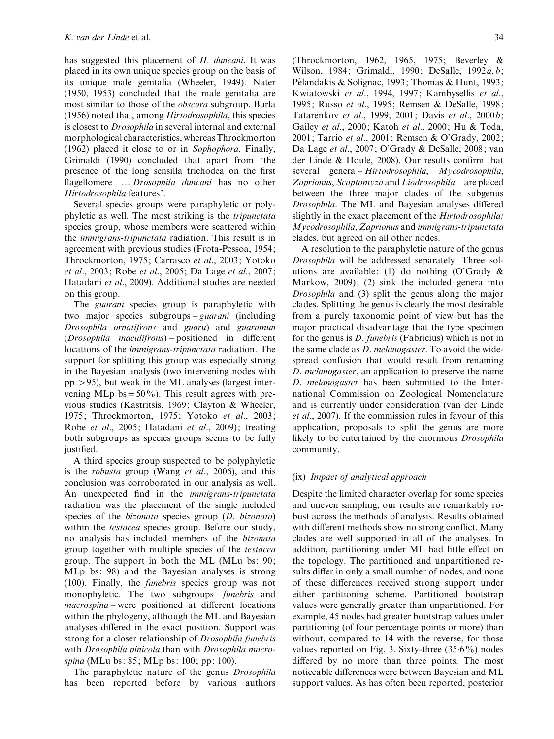has suggested this placement of *H. duncani*. It was placed in its own unique species group on the basis of its unique male genitalia (Wheeler, 1949). Nater (1950, 1953) concluded that the male genitalia are most similar to those of the *obscura* subgroup. Burla (1956) noted that, among *Hirtodrosophila*, this species is closest to *Drosophila* in several internal and external morphological characteristics, whereas Throckmorton (1962) placed it close to or in *Sophophora*. Finally, Grimaldi (1990) concluded that apart from 'the presence of the long sensilla trichodea on the first flagellomere … *Drosophila duncani* has no other *Hirtodrosophila* features'.

Several species groups were paraphyletic or polyphyletic as well. The most striking is the *tripunctata* species group, whose members were scattered within the *immigrans-tripunctata* radiation. This result is in agreement with previous studies (Frota-Pessoa, 1954; Throckmorton, 1975; Carrasco *et al.*, 2003; Yotoko *et al.*, 2003; Robe *et al.*, 2005; Da Lage *et al.*, 2007; Hatadani *et al.*, 2009). Additional studies are needed on this group.

The *guarani* species group is paraphyletic with two major species subgroups – *guarani* (including *Drosophila ornatifrons* and *guaru*) and *guaramun* (*Drosophila maculifrons*) – positioned in different locations of the *immigrans-tripunctata* radiation. The support for splitting this group was especially strong in the Bayesian analysis (two intervening nodes with pp >95), but weak in the ML analyses (largest intervening MLp bs = 50%). This result agrees with previous studies (Kastritsis, 1969; Clayton & Wheeler, 1975; Throckmorton, 1975; Yotoko *et al.*, 2003; Robe *et al.*, 2005; Hatadani *et al.*, 2009); treating both subgroups as species groups seems to be fully justified.

A third species group suspected to be polyphyletic is the *robusta* group (Wang *et al.*, 2006), and this conclusion was corroborated in our analysis as well. An unexpected find in the *immigrans-tripunctata* radiation was the placement of the single included species of the *bizonata* species group (*D. bizonata*) within the *testacea* species group. Before our study, no analysis has included members of the *bizonata* group together with multiple species of the *testacea* group. The support in both the ML (MLu bs: 90; MLp bs: 98) and the Bayesian analyses is strong (100). Finally, the *funebris* species group was not monophyletic. The two subgroups – *funebris* and *macrospina* – were positioned at different locations within the phylogeny, although the ML and Bayesian analyses differed in the exact position. Support was strong for a closer relationship of *Drosophila funebris* with *Drosophila pinicola* than with *Drosophila macrospina* (MLu bs: 85; MLp bs: 100; pp: 100).

The paraphyletic nature of the genus *Drosophila* has been reported before by various authors (Throckmorton, 1962, 1965, 1975; Beverley & Wilson, 1984; Grimaldi, 1990; DeSalle, 1992*a*, *b*; Pélandakis & Solignac, 1993; Thomas & Hunt, 1993; Kwiatowski *et al.*, 1994, 1997; Kambysellis *et al.*, 1995; Russo *et al.*, 1995; Remsen & DeSalle, 1998; Tatarenkov *et al.*, 1999, 2001; Davis *et al.*, 2000*b*; Gailey *et al.*, 2000; Katoh *et al.*, 2000; Hu & Toda, 2001; Tarrio *et al.*, 2001; Remsen & O'Grady, 2002; Da Lage *et al.*, 2007; O'Grady & DeSalle, 2008; van der Linde & Houle, 2008). Our results confirm that several genera – *Hirtodrosophila*, *Mycodrosophila*, *Zaprionus*, *Scaptomyza* and *Liodrosophila* – are placed between the three major clades of the subgenus *Drosophila*. The ML and Bayesian analyses differed slightly in the exact placement of the *Hirtodrosophila*/*Mycodrosophila*, *Zaprionus* and *immigrans-tripunctata* clades, but agreed on all other nodes.

A resolution to the paraphyletic nature of the genus *Drosophila* will be addressed separately. Three solutions are available: (1) do nothing (O'Grady & Markow, 2009); (2) sink the included genera into *Drosophila* and (3) split the genus along the major clades. Splitting the genus is clearly the most desirable from a purely taxonomic point of view but has the major practical disadvantage that the type specimen for the genus is *D. funebris* (Fabricius) which is not in the same clade as *D. melanogaster*. To avoid the widespread confusion that would result from renaming *D. melanogaster*, an application to preserve the name *D. melanogaster* has been submitted to the International Commission on Zoological Nomenclature and is currently under consideration (van der Linde *et al.*, 2007). If the commission rules in favour of this application, proposals to split the genus are more likely to be entertained by the enormous *Drosophila* community.

### (ix) *Impact of analytical approach*

Despite the limited character overlap for some species and uneven sampling, our results are remarkably robust across the methods of analysis. Results obtained with different methods show no strong conflict. Many clades are well supported in all of the analyses. In addition, partitioning under ML had little effect on the topology. The partitioned and unpartitioned results differ in only a small number of nodes, and none of these differences received strong support under either partitioning scheme. Partitioned bootstrap values were generally greater than unpartitioned. For example, 45 nodes had greater bootstrap values under partitioning (of four percentage points or more) than without, compared to 14 with the reverse, for those values reported on Fig. 3. Sixty-three (35·6%) nodes differed by no more than three points. The most noticeable differences were between Bayesian and ML support values. As has often been reported, posterior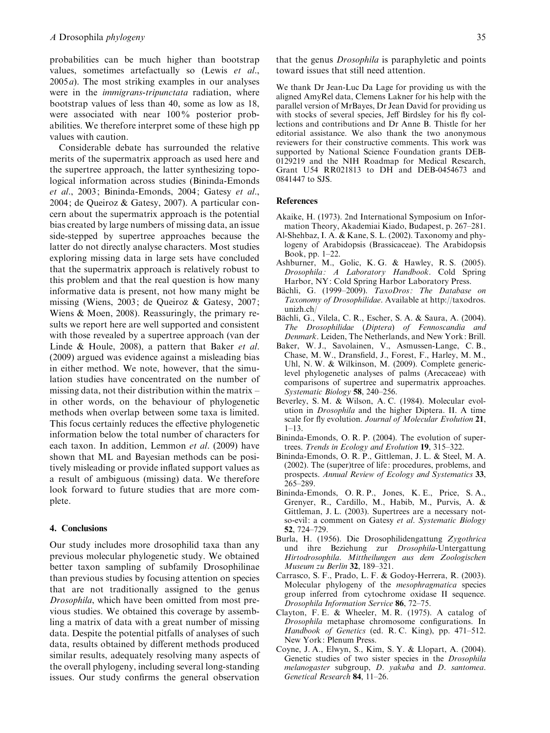probabilities can be much higher than bootstrap values, sometimes artefactually so (Lewis *et al.*, 2005*a*). The most striking examples in our analyses were in the *immigrans-tripunctata* radiation, where bootstrap values of less than 40, some as low as 18, were associated with near 100% posterior probabilities. We therefore interpret some of these high pp values with caution.

Considerable debate has surrounded the relative merits of the supermatrix approach as used here and the supertree approach, the latter synthesizing topological information across studies (Bininda-Emonds *et al.*, 2003; Bininda-Emonds, 2004; Gatesy *et al.*, 2004; de Queiroz & Gatesy, 2007). A particular concern about the supermatrix approach is the potential bias created by large numbers of missing data, an issue side-stepped by supertree approaches because the latter do not directly analyse characters. Most studies exploring missing data in large sets have concluded that the supermatrix approach is relatively robust to this problem and that the real question is how many informative data is present, not how many might be missing (Wiens, 2003; de Queiroz & Gatesy, 2007; Wiens & Moen, 2008). Reassuringly, the primary results we report here are well supported and consistent with those revealed by a supertree approach (van der Linde & Houle, 2008), a pattern that Baker *et al.* (2009) argued was evidence against a misleading bias in either method. We note, however, that the simulation studies have concentrated on the number of missing data, not their distribution within the matrix – in other words, on the behaviour of phylogenetic methods when overlap between some taxa is limited. This focus certainly reduces the effective phylogenetic information below the total number of characters for each taxon. In addition, Lemmon *et al.* (2009) have shown that ML and Bayesian methods can be positively misleading or provide inflated support values as a result of ambiguous (missing) data. We therefore look forward to future studies that are more complete.

## 4. Conclusions

Our study includes more drosophilid taxa than any previous molecular phylogenetic study. We obtained better taxon sampling of subfamily Drosophilinae than previous studies by focusing attention on species that are not traditionally assigned to the genus *Drosophila*, which have been omitted from most previous studies. We obtained this coverage by assembling a matrix of data with a great number of missing data. Despite the potential pitfalls of analyses of such data, results obtained by different methods produced similar results, adequately resolving many aspects of the overall phylogeny, including several long-standing issues. Our study confirms the general observation that the genus *Drosophila* is paraphyletic and points toward issues that still need attention.

We thank Dr Jean-Luc Da Lage for providing us with the aligned AmyRel data, Clemens Lakner for his help with the parallel version of MrBayes, Dr Jean David for providing us with stocks of several species, Jeff Birdsley for his fly collections and contributions and Dr Anne B. Thistle for her editorial assistance. We also thank the two anonymous reviewers for their constructive comments. This work was supported by National Science Foundation grants DEB-0129219 and the NIH Roadmap for Medical Research, Grant U54 RR021813 to DH and DEB-0454673 and 0841447 to SJS.

## References

Akaike, H. (1973). 2nd International Symposium on Information Theory, Akademiai Kiado, Budapest, p. 267–281.

Al-Shehbaz, I. A. & Kane, S. L. (2002). Taxonomy and phylogeny of Arabidopsis (Brassicaceae). The Arabidopsis Book, pp. 1–22.

Ashburner, M., Golic, K. G. & Hawley, R. S. (2005). *Drosophila: A Laboratory Handbook*. Cold Spring Harbor, NY: Cold Spring Harbor Laboratory Press.

Bächli, G. (1999–2009). *TaxoDros: The Database on Taxonomy of Drosophilidae*. Available at http://taxodros.unizh.ch/

Bächli, G., Vilela, C. R., Escher, S. A. & Saura, A. (2004). *The Drosophilidae (Diptera) of Fennoscandia and Denmark*. Leiden, The Netherlands, and New York: Brill.

Baker, W. J., Savolainen, V., Asmussen-Lange, C. B., Chase, M. W., Dransfield, J., Forest, F., Harley, M. M., Uhl, N. W. & Wilkinson, M. (2009). Complete generic-level phylogenetic analyses of palms (Arecaceae) with comparisons of supertree and supermatrix approaches. *Systematic Biology* **58**, 240–256.

Beverley, S. M. & Wilson, A. C. (1984). Molecular evolution in *Drosophila* and the higher Diptera. II. A time scale for fly evolution. *Journal of Molecular Evolution* **21**, 1–13.

Bininda-Emonds, O. R. P. (2004). The evolution of supertrees. *Trends in Ecology and Evolution* **19**, 315–322.

Bininda-Emonds, O. R. P., Gittleman, J. L. & Steel, M. A. (2002). The (super)tree of life: procedures, problems, and prospects. *Annual Review of Ecology and Systematics* **33**, 265–289.

Bininda-Emonds, O. R. P., Jones, K. E., Price, S. A., Grenyer, R., Cardillo, M., Habib, M., Purvis, A. & Gittleman, J. L. (2003). Supertrees are a necessary not-so-evil: a comment on Gatesy *et al. Systematic Biology* **52**, 724–729.

Burla, H. (1956). Die Drosophilidengattung *Zygothrica* und ihre Beziehung zur *Drosophila*-Untergattung *Hirtodrosophila*. *Mittheilungen aus dem Zoologischen Museum zu Berlin* **32**, 189–321.

Carrasco, S. F., Prado, L. F. & Godoy-Herrera, R. (2003). Molecular phylogeny of the *mesophragmatica* species group inferred from cytochrome oxidase II sequence. *Drosophila Information Service* **86**, 72–75.

Clayton, F. E. & Wheeler, M. R. (1975). A catalog of *Drosophila* metaphase chromosome configurations. In *Handbook of Genetics* (ed. R. C. King), pp. 471–512. New York: Plenum Press.

Coyne, J. A., Elwyn, S., Kim, S. Y. & Llopart, A. (2004). Genetic studies of two sister species in the *Drosophila melanogaster* subgroup, *D. yakuba* and *D. santomea*. *Genetical Research* **84**, 11–26.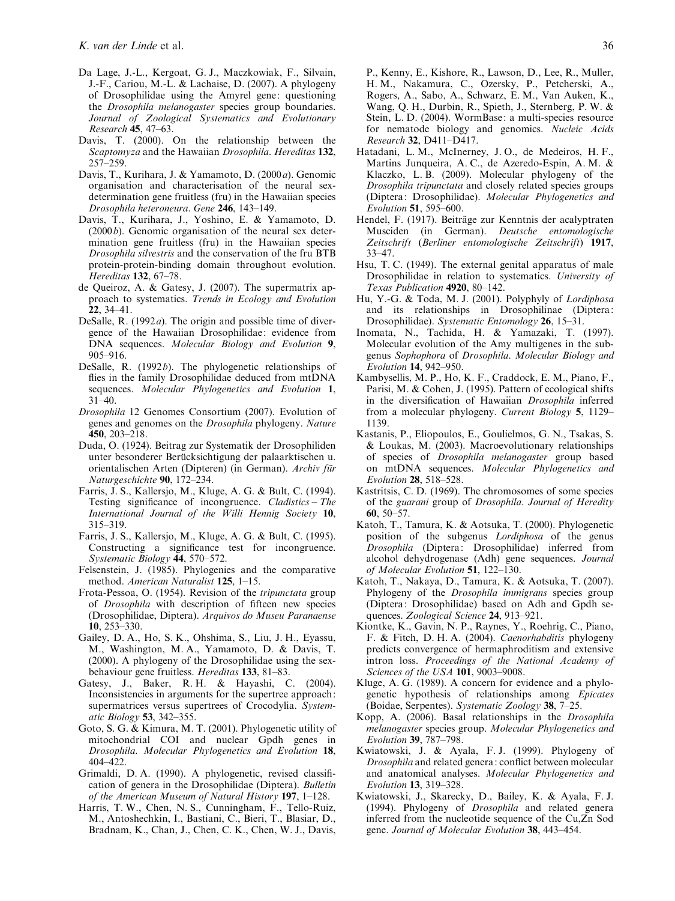Da Lage, J.-L., Kergoat, G. J., Maczkowiak, F., Silvain, J.-F., Cariou, M.-L. & Lachaise, D. (2007). A phylogeny of Drosophilidae using the Amyrel gene: questioning the *Drosophila melanogaster* species group boundaries. *Journal of Zoological Systematics and Evolutionary Research* **45**, 47–63.

Davis, T. (2000). On the relationship between the *Scaptomyza* and the Hawaiian *Drosophila*. *Hereditas* **132**, 257–259.

Davis, T., Kurihara, J. & Yamamoto, D. (2000*a*). Genomic organisation and characterisation of the neural sex-determination gene fruitless (fru) in the Hawaiian species *Drosophila heteroneura*. *Gene* **246**, 143–149.

Davis, T., Kurihara, J., Yoshino, E. & Yamamoto, D. (2000*b*). Genomic organisation of the neural sex determination gene fruitless (fru) in the Hawaiian species *Drosophila silvestris* and the conservation of the fru BTB protein-protein-binding domain throughout evolution. *Hereditas* **132**, 67–78.

de Queiroz, A. & Gatesy, J. (2007). The supermatrix approach to systematics. *Trends in Ecology and Evolution* **22**, 34–41.

DeSalle, R. (1992*a*). The origin and possible time of divergence of the Hawaiian Drosophilidae: evidence from DNA sequences. *Molecular Biology and Evolution* **9**, 905–916.

DeSalle, R. (1992*b*). The phylogenetic relationships of flies in the family Drosophilidae deduced from mtDNA sequences. *Molecular Phylogenetics and Evolution* **1**, 31–40.

*Drosophila* 12 Genomes Consortium (2007). Evolution of genes and genomes on the *Drosophila* phylogeny. *Nature* **450**, 203–218.

Duda, O. (1924). Beitrag zur Systematik der Drosophiliden unter besonderer Berücksichtigung der palaarktischen u. orientalischen Arten (Dipteren) (in German). *Archiv für Naturgeschichte* **90**, 172–234.

Farris, J. S., Kallersjo, M., Kluge, A. G. & Bult, C. (1994). Testing significance of incongruence. *Cladistics – The International Journal of the Willi Hennig Society* **10**, 315–319.

Farris, J. S., Kallersjo, M., Kluge, A. G. & Bult, C. (1995). Constructing a significance test for incongruence. *Systematic Biology* **44**, 570–572.

Felsenstein, J. (1985). Phylogenies and the comparative method. *American Naturalist* **125**, 1–15.

Frota-Pessoa, O. (1954). Revision of the *tripunctata* group of *Drosophila* with description of fifteen new species (Drosophilidae, Diptera). *Arquivos do Museu Paranaense* **10**, 253–330.

Gailey, D. A., Ho, S. K., Ohshima, S., Liu, J. H., Eyassu, M., Washington, M. A., Yamamoto, D. & Davis, T. (2000). A phylogeny of the Drosophilidae using the sex-behaviour gene fruitless. *Hereditas* **133**, 81–83.

Gatesy, J., Baker, R. H. & Hayashi, C. (2004). Inconsistencies in arguments for the supertree approach: supermatrices versus supertrees of Crocodylia. *Systematic Biology* **53**, 342–355.

Goto, S. G. & Kimura, M. T. (2001). Phylogenetic utility of mitochondrial COI and nuclear Gpdh genes in *Drosophila*. *Molecular Phylogenetics and Evolution* **18**, 404–422.

Grimaldi, D. A. (1990). A phylogenetic, revised classification of genera in the Drosophilidae (Diptera). *Bulletin of the American Museum of Natural History* **197**, 1–128.

Harris, T. W., Chen, N. S., Cunningham, F., Tello-Ruiz, M., Antoshechkin, I., Bastiani, C., Bieri, T., Blasiar, D., Bradnam, K., Chan, J., Chen, C. K., Chen, W. J., Davis, P., Kenny, E., Kishore, R., Lawson, D., Lee, R., Muller, H. M., Nakamura, C., Ozersky, P., Petcherski, A., Rogers, A., Sabo, A., Schwarz, E. M., Van Auken, K., Wang, Q. H., Durbin, R., Spieth, J., Sternberg, P. W. & Stein, L. D. (2004). WormBase: a multi-species resource for nematode biology and genomics. *Nucleic Acids Research* **32**, D411–D417.

Hatadani, L. M., McInerney, J. O., de Medeiros, H. F., Martins Junqueira, A. C., de Azeredo-Espin, A. M. & Klaczko, L. B. (2009). Molecular phylogeny of the *Drosophila tripunctata* and closely related species groups (Diptera: Drosophilidae). *Molecular Phylogenetics and Evolution* **51**, 595–600.

Hendel, F. (1917). Beiträge zur Kenntnis der acalyptraten Musciden (in German). *Deutsche entomologische Zeitschrift* (*Berliner entomologische Zeitschrift*) **1917**, 33–47.

Hsu, T. C. (1949). The external genital apparatus of male Drosophilidae in relation to systematics. *University of Texas Publication* **4920**, 80–142.

Hu, Y.-G. & Toda, M. J. (2001). Polyphyly of *Lordiphosa* and its relationships in Drosophilinae (Diptera: Drosophilidae). *Systematic Entomology* **26**, 15–31.

Inomata, N., Tachida, H. & Yamazaki, T. (1997). Molecular evolution of the Amy multigenes in the subgenus *Sophophora* of *Drosophila*. *Molecular Biology and Evolution* **14**, 942–950.

Kambysellis, M. P., Ho, K. F., Craddock, E. M., Piano, F., Parisi, M. & Cohen, J. (1995). Pattern of ecological shifts in the diversification of Hawaiian *Drosophila* inferred from a molecular phylogeny. *Current Biology* **5**, 1129–1139.

Kastanis, P., Eliopoulos, E., Goulielmos, G. N., Tsakas, S. & Loukas, M. (2003). Macroevolutionary relationships of species of *Drosophila melanogaster* group based on mtDNA sequences. *Molecular Phylogenetics and Evolution* **28**, 518–528.

Kastritsis, C. D. (1969). The chromosomes of some species of the *guarani* group of *Drosophila*. *Journal of Heredity* **60**, 50–57.

Katoh, T., Tamura, K. & Aotsuka, T. (2000). Phylogenetic position of the subgenus *Lordiphosa* of the genus *Drosophila* (Diptera: Drosophilidae) inferred from alcohol dehydrogenase (Adh) gene sequences. *Journal of Molecular Evolution* **51**, 122–130.

Katoh, T., Nakaya, D., Tamura, K. & Aotsuka, T. (2007). Phylogeny of the *Drosophila immigrans* species group (Diptera: Drosophilidae) based on Adh and Gpdh sequences. *Zoological Science* **24**, 913–921.

Kiontke, K., Gavin, N. P., Raynes, Y., Roehrig, C., Piano, F. & Fitch, D. H. A. (2004). *Caenorhabditis* phylogeny predicts convergence of hermaphroditism and extensive intron loss. *Proceedings of the National Academy of Sciences of the USA* **101**, 9003–9008.

Kluge, A. G. (1989). A concern for evidence and a phylogenetic hypothesis of relationships among *Epicates* (Boidae, Serpentes). *Systematic Zoology* **38**, 7–25.

Kopp, A. (2006). Basal relationships in the *Drosophila melanogaster* species group. *Molecular Phylogenetics and Evolution* **39**, 787–798.

Kwiatowski, J. & Ayala, F. J. (1999). Phylogeny of *Drosophila* and related genera: conflict between molecular and anatomical analyses. *Molecular Phylogenetics and Evolution* **13**, 319–328.

Kwiatowski, J., Skarecky, D., Bailey, K. & Ayala, F. J. (1994). Phylogeny of *Drosophila* and related genera inferred from the nucleotide sequence of the Cu,Zn Sod gene. *Journal of Molecular Evolution* **38**, 443–454.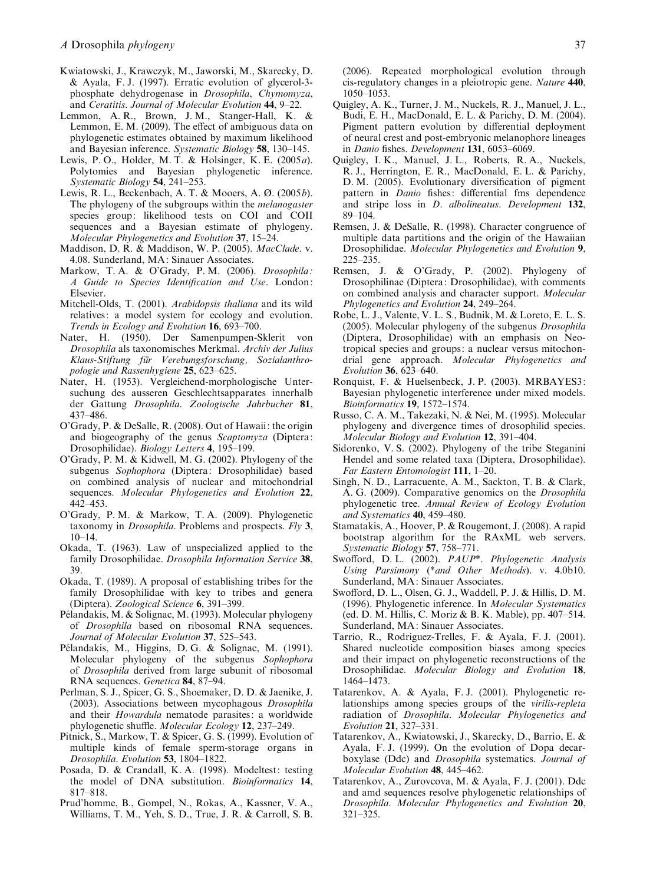Kwiatowski, J., Krawczyk, M., Jaworski, M., Skarecky, D. & Ayala, F. J. (1997). Erratic evolution of glycerol-3-phosphate dehydrogenase in *Drosophila*, *Chymomyza*, and *Ceratitis*. *Journal of Molecular Evolution* **44**, 9–22.

Lemmon, A. R., Brown, J. M., Stanger-Hall, K. & Lemmon, E. M. (2009). The effect of ambiguous data on phylogenetic estimates obtained by maximum likelihood and Bayesian inference. *Systematic Biology* **58**, 130–145.

Lewis, P. O., Holder, M. T. & Holsinger, K. E. (2005*a*). Polytomies and Bayesian phylogenetic inference. *Systematic Biology* **54**, 241–253.

Lewis, R. L., Beckenbach, A. T. & Mooers, A. Ø. (2005*b*). The phylogeny of the subgroups within the *melanogaster* species group: likelihood tests on COI and COII sequences and a Bayesian estimate of phylogeny. *Molecular Phylogenetics and Evolution* **37**, 15–24.

Maddison, D. R. & Maddison, W. P. (2005). *MacClade*. v. 4.08. Sunderland, MA: Sinauer Associates.

Markow, T. A. & O'Grady, P. M. (2006). *Drosophila: A Guide to Species Identification and Use*. London: Elsevier.

Mitchell-Olds, T. (2001). *Arabidopsis thaliana* and its wild relatives: a model system for ecology and evolution. *Trends in Ecology and Evolution* **16**, 693–700.

Nater, H. (1950). Der Samenpumpen-Sklerit von *Drosophila* als taxonomisches Merkmal. *Archiv der Julius Klaus-Stiftung für Verebungsforschung, Sozialanthropologie und Rassenhygiene* **25**, 623–625.

Nater, H. (1953). Vergleichend-morphologische Untersuchung des ausseren Geschlechtsapparates innerhalb der Gattung *Drosophila*. *Zoologische Jahrbucher* **81**, 437–486.

O'Grady, P. & DeSalle, R. (2008). Out of Hawaii: the origin and biogeography of the genus *Scaptomyza* (Diptera: Drosophilidae). *Biology Letters* **4**, 195–199.

O'Grady, P. M. & Kidwell, M. G. (2002). Phylogeny of the subgenus *Sophophora* (Diptera: Drosophilidae) based on combined analysis of nuclear and mitochondrial sequences. *Molecular Phylogenetics and Evolution* **22**, 442–453.

O'Grady, P. M. & Markow, T. A. (2009). Phylogenetic taxonomy in *Drosophila*. Problems and prospects. *Fly* **3**, 10–14.

Okada, T. (1963). Law of unspecialized applied to the family Drosophilidae. *Drosophila Information Service* **38**, 39.

Okada, T. (1989). A proposal of establishing tribes for the family Drosophilidae with key to tribes and genera (Diptera). *Zoological Science* **6**, 391–399.

Pélandakis, M. & Solignac, M. (1993). Molecular phylogeny of *Drosophila* based on ribosomal RNA sequences. *Journal of Molecular Evolution* **37**, 525–543.

Pélandakis, M., Higgins, D. G. & Solignac, M. (1991). Molecular phylogeny of the subgenus *Sophophora* of *Drosophila* derived from large subunit of ribosomal RNA sequences. *Genetica* **84**, 87–94.

Perlman, S. J., Spicer, G. S., Shoemaker, D. D. & Jaenike, J. (2003). Associations between mycophagous *Drosophila* and their *Howardula* nematode parasites: a worldwide phylogenetic shuffle. *Molecular Ecology* **12**, 237–249.

Pitnick, S., Markow, T. & Spicer, G. S. (1999). Evolution of multiple kinds of female sperm-storage organs in *Drosophila*. *Evolution* **53**, 1804–1822.

Posada, D. & Crandall, K. A. (1998). Modeltest: testing the model of DNA substitution. *Bioinformatics* **14**, 817–818.

Prud'homme, B., Gompel, N., Rokas, A., Kassner, V. A., Williams, T. M., Yeh, S. D., True, J. R. & Carroll, S. B. (2006). Repeated morphological evolution through cis-regulatory changes in a pleiotropic gene. *Nature* **440**, 1050–1053.

Quigley, A. K., Turner, J. M., Nuckels, R. J., Manuel, J. L., Budi, E. H., MacDonald, E. L. & Parichy, D. M. (2004). Pigment pattern evolution by differential deployment of neural crest and post-embryonic melanophore lineages in *Danio* fishes. *Development* **131**, 6053–6069.

Quigley, I. K., Manuel, J. L., Roberts, R. A., Nuckels, R. J., Herrington, E. R., MacDonald, E. L. & Parichy, D. M. (2005). Evolutionary diversification of pigment pattern in *Danio* fishes: differential fms dependence and stripe loss in *D. albolineatus*. *Development* **132**, 89–104.

Remsen, J. & DeSalle, R. (1998). Character congruence of multiple data partitions and the origin of the Hawaiian Drosophilidae. *Molecular Phylogenetics and Evolution* **9**, 225–235.

Remsen, J. & O'Grady, P. (2002). Phylogeny of Drosophilinae (Diptera: Drosophilidae), with comments on combined analysis and character support. *Molecular Phylogenetics and Evolution* **24**, 249–264.

Robe, L. J., Valente, V. L. S., Budnik, M. & Loreto, E. L. S. (2005). Molecular phylogeny of the subgenus *Drosophila* (Diptera, Drosophilidae) with an emphasis on Neotropical species and groups: a nuclear versus mitochondrial gene approach. *Molecular Phylogenetics and Evolution* **36**, 623–640.

Ronquist, F. & Huelsenbeck, J. P. (2003). MRBAYES3: Bayesian phylogenetic interference under mixed models. *Bioinformatics* **19**, 1572–1574.

Russo, C. A. M., Takezaki, N. & Nei, M. (1995). Molecular phylogeny and divergence times of drosophilid species. *Molecular Biology and Evolution* **12**, 391–404.

Sidorenko, V. S. (2002). Phylogeny of the tribe Steganini Hendel and some related taxa (Diptera, Drosophilidae). *Far Eastern Entomologist* **111**, 1–20.

Singh, N. D., Larracuente, A. M., Sackton, T. B. & Clark, A. G. (2009). Comparative genomics on the *Drosophila* phylogenetic tree. *Annual Review of Ecology Evolution and Systematics* **40**, 459–480.

Stamatakis, A., Hoover, P. & Rougemont, J. (2008). A rapid bootstrap algorithm for the RAxML web servers. *Systematic Biology* **57**, 758–771.

Swofford, D. L. (2002). *PAUP\*. Phylogenetic Analysis Using Parsimony (\*and Other Methods)*. v. 4.0b10. Sunderland, MA: Sinauer Associates.

Swofford, D. L., Olsen, G. J., Waddell, P. J. & Hillis, D. M. (1996). Phylogenetic inference. In *Molecular Systematics* (ed. D. M. Hillis, C. Moriz & B. K. Mable), pp. 407–514. Sunderland, MA: Sinauer Associates.

Tarrio, R., Rodriguez-Trelles, F. & Ayala, F. J. (2001). Shared nucleotide composition biases among species and their impact on phylogenetic reconstructions of the Drosophilidae. *Molecular Biology and Evolution* **18**, 1464–1473.

Tatarenkov, A. & Ayala, F. J. (2001). Phylogenetic relationships among species groups of the *virilis-repleta* radiation of *Drosophila*. *Molecular Phylogenetics and Evolution* **21**, 327–331.

Tatarenkov, A., Kwiatowski, J., Skarecky, D., Barrio, E. & Ayala, F. J. (1999). On the evolution of Dopa decarboxylase (Ddc) and *Drosophila* systematics. *Journal of Molecular Evolution* **48**, 445–462.

Tatarenkov, A., Zurovcova, M. & Ayala, F. J. (2001). Ddc and amd sequences resolve phylogenetic relationships of *Drosophila*. *Molecular Phylogenetics and Evolution* **20**, 321–325.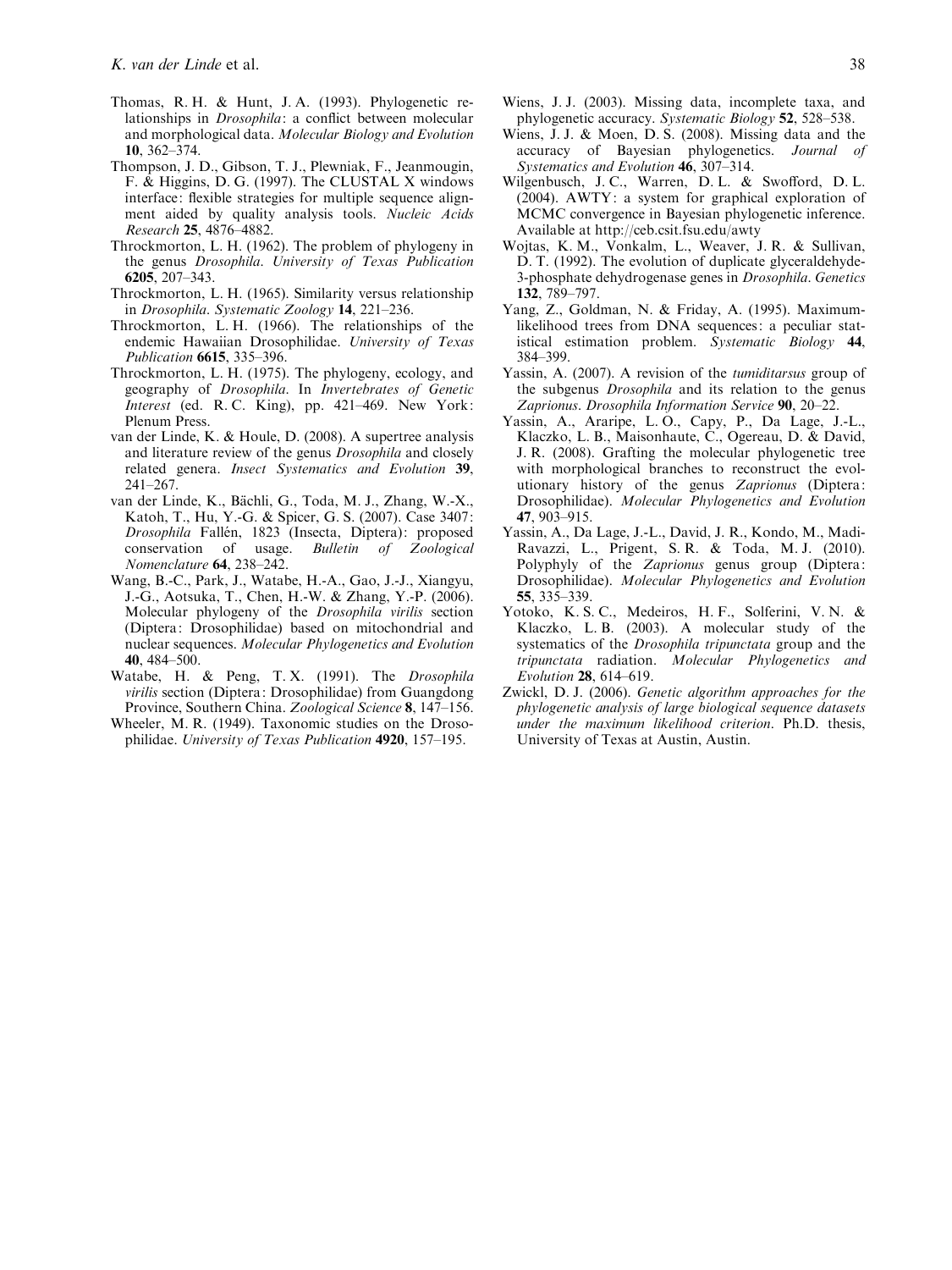Thomas, R. H. & Hunt, J. A. (1993). Phylogenetic relationships in *Drosophila*: a conflict between molecular and morphological data. *Molecular Biology and Evolution* **10**, 362–374.

Thompson, J. D., Gibson, T. J., Plewniak, F., Jeanmougin, F. & Higgins, D. G. (1997). The CLUSTAL X windows interface: flexible strategies for multiple sequence alignment aided by quality analysis tools. *Nucleic Acids Research* **25**, 4876–4882.

Throckmorton, L. H. (1962). The problem of phylogeny in the genus *Drosophila*. *University of Texas Publication* **6205**, 207–343.

Throckmorton, L. H. (1965). Similarity versus relationship in *Drosophila*. *Systematic Zoology* **14**, 221–236.

Throckmorton, L. H. (1966). The relationships of the endemic Hawaiian Drosophilidae. *University of Texas Publication* **6615**, 335–396.

Throckmorton, L. H. (1975). The phylogeny, ecology, and geography of *Drosophila*. In *Invertebrates of Genetic Interest* (ed. R. C. King), pp. 421–469. New York: Plenum Press.

van der Linde, K. & Houle, D. (2008). A supertree analysis and literature review of the genus *Drosophila* and closely related genera. *Insect Systematics and Evolution* **39**, 241–267.

van der Linde, K., Bächli, G., Toda, M. J., Zhang, W.-X., Katoh, T., Hu, Y.-G. & Spicer, G. S. (2007). Case 3407: *Drosophila* Fallén, 1823 (Insecta, Diptera): proposed conservation of usage. *Bulletin of Zoological Nomenclature* **64**, 238–242.

Wang, B.-C., Park, J., Watabe, H.-A., Gao, J.-J., Xiangyu, J.-G., Aotsuka, T., Chen, H.-W. & Zhang, Y.-P. (2006). Molecular phylogeny of the *Drosophila virilis* section (Diptera: Drosophilidae) based on mitochondrial and nuclear sequences. *Molecular Phylogenetics and Evolution* **40**, 484–500.

Watabe, H. & Peng, T. X. (1991). The *Drosophila virilis* section (Diptera: Drosophilidae) from Guangdong Province, Southern China. *Zoological Science* **8**, 147–156.

Wheeler, M. R. (1949). Taxonomic studies on the Drosophilidae. *University of Texas Publication* **4920**, 157–195.

Wiens, J. J. (2003). Missing data, incomplete taxa, and phylogenetic accuracy. *Systematic Biology* **52**, 528–538.

Wiens, J. J. & Moen, D. S. (2008). Missing data and the accuracy of Bayesian phylogenetics. *Journal of Systematics and Evolution* **46**, 307–314.

Wilgenbusch, J. C., Warren, D. L. & Swofford, D. L. (2004). AWTY: a system for graphical exploration of MCMC convergence in Bayesian phylogenetic inference. Available at http://ceb.csit.fsu.edu/awty

Wojtas, K. M., Vonkalm, L., Weaver, J. R. & Sullivan, D. T. (1992). The evolution of duplicate glyceraldehyde-3-phosphate dehydrogenase genes in *Drosophila*. *Genetics* **132**, 789–797.

Yang, Z., Goldman, N. & Friday, A. (1995). Maximum-likelihood trees from DNA sequences: a peculiar statistical estimation problem. *Systematic Biology* **44**, 384–399.

Yassin, A. (2007). A revision of the *tumiditarsus* group of the subgenus *Drosophila* and its relation to the genus *Zaprionus*. *Drosophila Information Service* **90**, 20–22.

Yassin, A., Araripe, L. O., Capy, P., Da Lage, J.-L., Klaczko, L. B., Maisonhaute, C., Ogereau, D. & David, J. R. (2008). Grafting the molecular phylogenetic tree with morphological branches to reconstruct the evolutionary history of the genus *Zaprionus* (Diptera: Drosophilidae). *Molecular Phylogenetics and Evolution* **47**, 903–915.

Yassin, A., Da Lage, J.-L., David, J. R., Kondo, M., Madi-Ravazzi, L., Prigent, S. R. & Toda, M. J. (2010). Polyphyly of the *Zaprionus* genus group (Diptera: Drosophilidae). *Molecular Phylogenetics and Evolution* **55**, 335–339.

Yotoko, K. S. C., Medeiros, H. F., Solferini, V. N. & Klaczko, L. B. (2003). A molecular study of the systematics of the *Drosophila tripunctata* group and the *tripunctata* radiation. *Molecular Phylogenetics and Evolution* **28**, 614–619.

Zwickl, D. J. (2006). *Genetic algorithm approaches for the phylogenetic analysis of large biological sequence datasets under the maximum likelihood criterion*. Ph.D. thesis, University of Texas at Austin, Austin.